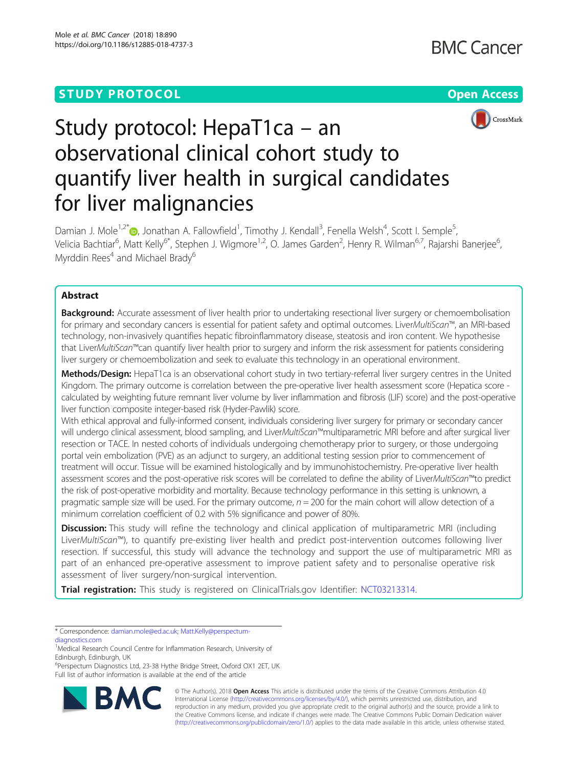STUDY PROTOCOL

Open Access

# Study protocol: HepaT1ca – an observational clinical cohort study to quantify liver health in surgical candidates for liver malignancies

Damian J. Mole[1,2*], Jonathan A. Fallowfield[1], Timothy J. Kendall[3], Fenella Welsh[4], Scott I. Semple[5], Velicia Bachtiar[6], Matt Kelly[6*], Stephen J. Wigmore[1,2], O. James Garden[2], Henry R. Wilman[6,7], Rajarshi Banerjee[6], Myrddin Rees[4] and Michael Brady[6]

## Abstract

**Background:** Accurate assessment of liver health prior to undertaking resectional liver surgery or chemoembolisation for primary and secondary cancers is essential for patient safety and optimal outcomes. Liver*MultiScan*™, an MRI-based technology, non-invasively quantifies hepatic fibroinflammatory disease, steatosis and iron content. We hypothesise that Liver*MultiScan*™can quantify liver health prior to surgery and inform the risk assessment for patients considering liver surgery or chemoembolization and seek to evaluate this technology in an operational environment.

**Methods/Design:** HepaT1ca is an observational cohort study in two tertiary-referral liver surgery centres in the United Kingdom. The primary outcome is correlation between the pre-operative liver health assessment score (Hepatica score - calculated by weighting future remnant liver volume by liver inflammation and fibrosis (LIF) score) and the post-operative liver function composite integer-based risk (Hyder-Pawlik) score.

With ethical approval and fully-informed consent, individuals considering liver surgery for primary or secondary cancer will undergo clinical assessment, blood sampling, and Liver*MultiScan*™multiparametric MRI before and after surgical liver resection or TACE. In nested cohorts of individuals undergoing chemotherapy prior to surgery, or those undergoing portal vein embolization (PVE) as an adjunct to surgery, an additional testing session prior to commencement of treatment will occur. Tissue will be examined histologically and by immunohistochemistry. Pre-operative liver health assessment scores and the post-operative risk scores will be correlated to define the ability of Liver*MultiScan*™to predict the risk of post-operative morbidity and mortality. Because technology performance in this setting is unknown, a pragmatic sample size will be used. For the primary outcome, $n = 200$ for the main cohort will allow detection of a minimum correlation coefficient of 0.2 with 5% significance and power of 80%.

**Discussion:** This study will refine the technology and clinical application of multiparametric MRI (including Liver*MultiScan*™), to quantify pre-existing liver health and predict post-intervention outcomes following liver resection. If successful, this study will advance the technology and support the use of multiparametric MRI as part of an enhanced pre-operative assessment to improve patient safety and to personalise operative risk assessment of liver surgery/non-surgical intervention.

**Trial registration:** This study is registered on ClinicalTrials.gov Identifier: NCT03213314.

---

\* Correspondence: damian.mole@ed.ac.uk; Matt.Kelly@perspectum-diagnostics.com

[1]Medical Research Council Centre for Inflammation Research, University of Edinburgh, Edinburgh, UK

[6]Perspectum Diagnostics Ltd, 23-38 Hythe Bridge Street, Oxford OX1 2ET, UK

Full list of author information is available at the end of the article

© The Author(s). 2018 **Open Access** This article is distributed under the terms of the Creative Commons Attribution 4.0 International License (http://creativecommons.org/licenses/by/4.0/), which permits unrestricted use, distribution, and reproduction in any medium, provided you give appropriate credit to the original author(s) and the source, provide a link to the Creative Commons license, and indicate if changes were made. The Creative Commons Public Domain Dedication waiver (http://creativecommons.org/publicdomain/zero/1.0/) applies to the data made available in this article, unless otherwise stated.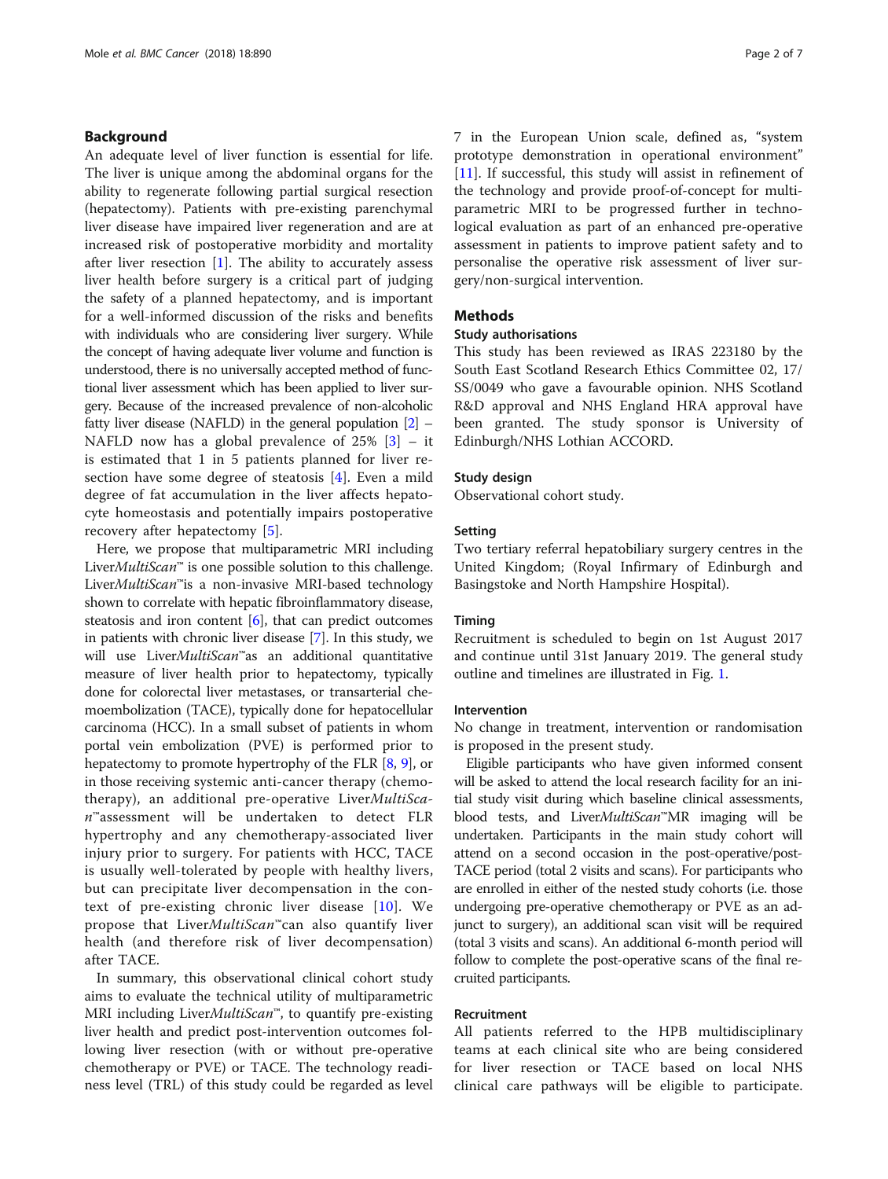## Background

An adequate level of liver function is essential for life. The liver is unique among the abdominal organs for the ability to regenerate following partial surgical resection (hepatectomy). Patients with pre-existing parenchymal liver disease have impaired liver regeneration and are at increased risk of postoperative morbidity and mortality after liver resection [1]. The ability to accurately assess liver health before surgery is a critical part of judging the safety of a planned hepatectomy, and is important for a well-informed discussion of the risks and benefits with individuals who are considering liver surgery. While the concept of having adequate liver volume and function is understood, there is no universally accepted method of functional liver assessment which has been applied to liver surgery. Because of the increased prevalence of non-alcoholic fatty liver disease (NAFLD) in the general population [2] – NAFLD now has a global prevalence of 25% [3] – it is estimated that 1 in 5 patients planned for liver resection have some degree of steatosis [4]. Even a mild degree of fat accumulation in the liver affects hepatocyte homeostasis and potentially impairs postoperative recovery after hepatectomy [5].

Here, we propose that multiparametric MRI including Liver*MultiScan*™ is one possible solution to this challenge. Liver*MultiScan*™is a non-invasive MRI-based technology shown to correlate with hepatic fibroinflammatory disease, steatosis and iron content [6], that can predict outcomes in patients with chronic liver disease [7]. In this study, we will use Liver*MultiScan*™as an additional quantitative measure of liver health prior to hepatectomy, typically done for colorectal liver metastases, or transarterial chemoembolization (TACE), typically done for hepatocellular carcinoma (HCC). In a small subset of patients in whom portal vein embolization (PVE) is performed prior to hepatectomy to promote hypertrophy of the FLR [8, 9], or in those receiving systemic anti-cancer therapy (chemotherapy), an additional pre-operative Liver*MultiScan*™assessment will be undertaken to detect FLR hypertrophy and any chemotherapy-associated liver injury prior to surgery. For patients with HCC, TACE is usually well-tolerated by people with healthy livers, but can precipitate liver decompensation in the context of pre-existing chronic liver disease [10]. We propose that Liver*MultiScan*™can also quantify liver health (and therefore risk of liver decompensation) after TACE.

In summary, this observational clinical cohort study aims to evaluate the technical utility of multiparametric MRI including Liver*MultiScan*™, to quantify pre-existing liver health and predict post-intervention outcomes following liver resection (with or without pre-operative chemotherapy or PVE) or TACE. The technology readiness level (TRL) of this study could be regarded as level 7 in the European Union scale, defined as, "system prototype demonstration in operational environment" [11]. If successful, this study will assist in refinement of the technology and provide proof-of-concept for multiparametric MRI to be progressed further in technological evaluation as part of an enhanced pre-operative assessment in patients to improve patient safety and to personalise the operative risk assessment of liver surgery/non-surgical intervention.

## Methods

### Study authorisations

This study has been reviewed as IRAS 223180 by the South East Scotland Research Ethics Committee 02, 17/SS/0049 who gave a favourable opinion. NHS Scotland R&D approval and NHS England HRA approval have been granted. The study sponsor is University of Edinburgh/NHS Lothian ACCORD.

### Study design

Observational cohort study.

### Setting

Two tertiary referral hepatobiliary surgery centres in the United Kingdom; (Royal Infirmary of Edinburgh and Basingstoke and North Hampshire Hospital).

### Timing

Recruitment is scheduled to begin on 1st August 2017 and continue until 31st January 2019. The general study outline and timelines are illustrated in Fig. 1.

### Intervention

No change in treatment, intervention or randomisation is proposed in the present study.

Eligible participants who have given informed consent will be asked to attend the local research facility for an initial study visit during which baseline clinical assessments, blood tests, and Liver*MultiScan*™MR imaging will be undertaken. Participants in the main study cohort will attend on a second occasion in the post-operative/post-TACE period (total 2 visits and scans). For participants who are enrolled in either of the nested study cohorts (i.e. those undergoing pre-operative chemotherapy or PVE as an adjunct to surgery), an additional scan visit will be required (total 3 visits and scans). An additional 6-month period will follow to complete the post-operative scans of the final recruited participants.

### Recruitment

All patients referred to the HPB multidisciplinary teams at each clinical site who are being considered for liver resection or TACE based on local NHS clinical care pathways will be eligible to participate.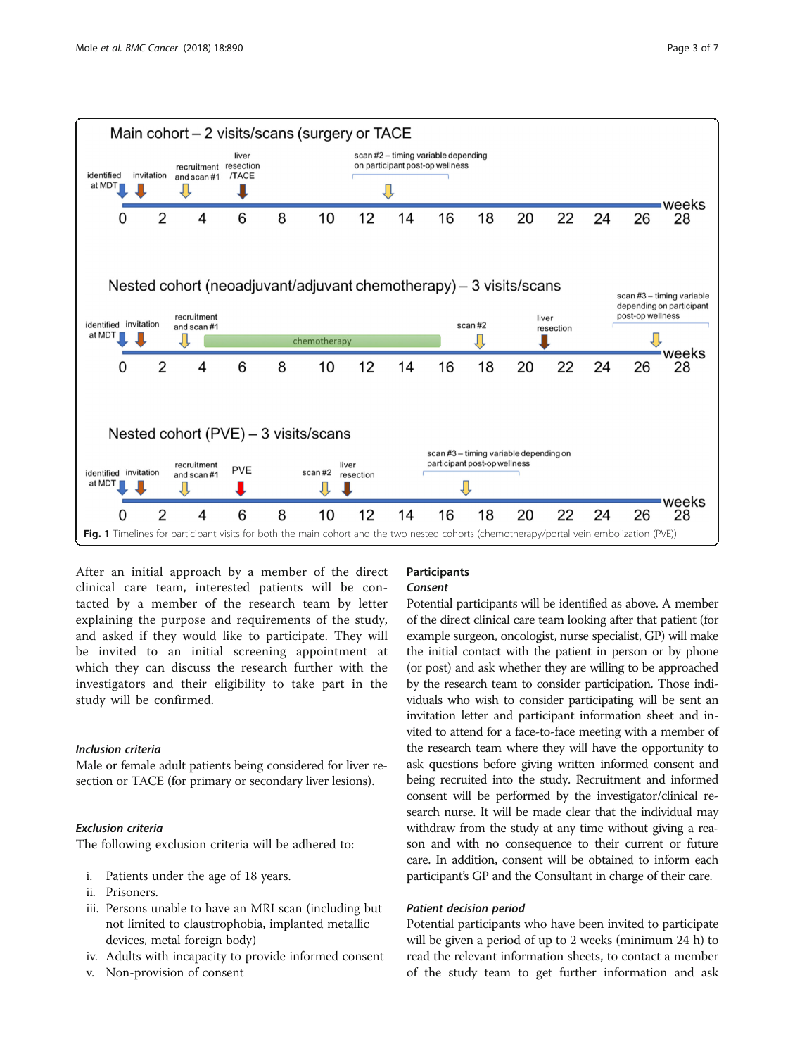Main cohort – 2 visits/scans (surgery or TACE)

identified at MDT
invitation
recruitment and scan #1
liver resection /TACE
scan #2 – timing variable depending on participant post-op wellness

0 2 4 6 8 10 12 14 16 18 20 22 24 26 28 weeks

Nested cohort (neoadjuvant/adjuvant chemotherapy) – 3 visits/scans

identified at MDT
invitation
recruitment and scan #1
chemotherapy
scan #2
liver resection
scan #3 – timing variable depending on participant post-op wellness

0 2 4 6 8 10 12 14 16 18 20 22 24 26 28 weeks

Nested cohort (PVE) – 3 visits/scans

identified at MDT
invitation
recruitment and scan #1
PVE
scan #2
liver resection
scan #3 – timing variable depending on participant post-op wellness

0 2 4 6 8 10 12 14 16 18 20 22 24 26 28 weeks

**Fig. 1** Timelines for participant visits for both the main cohort and the two nested cohorts (chemotherapy/portal vein embolization (PVE))

After an initial approach by a member of the direct clinical care team, interested patients will be contacted by a member of the research team by letter explaining the purpose and requirements of the study, and asked if they would like to participate. They will be invited to an initial screening appointment at which they can discuss the research further with the investigators and their eligibility to take part in the study will be confirmed.

#### *Inclusion criteria*

Male or female adult patients being considered for liver resection or TACE (for primary or secondary liver lesions).

#### *Exclusion criteria*

The following exclusion criteria will be adhered to:

i. Patients under the age of 18 years.
ii. Prisoners.
iii. Persons unable to have an MRI scan (including but not limited to claustrophobia, implanted metallic devices, metal foreign body)
iv. Adults with incapacity to provide informed consent
v. Non-provision of consent

### Participants

#### *Consent*

Potential participants will be identified as above. A member of the direct clinical care team looking after that patient (for example surgeon, oncologist, nurse specialist, GP) will make the initial contact with the patient in person or by phone (or post) and ask whether they are willing to be approached by the research team to consider participation. Those individuals who wish to consider participating will be sent an invitation letter and participant information sheet and invited to attend for a face-to-face meeting with a member of the research team where they will have the opportunity to ask questions before giving written informed consent and being recruited into the study. Recruitment and informed consent will be performed by the investigator/clinical research nurse. It will be made clear that the individual may withdraw from the study at any time without giving a reason and with no consequence to their current or future care. In addition, consent will be obtained to inform each participant's GP and the Consultant in charge of their care.

#### *Patient decision period*

Potential participants who have been invited to participate will be given a period of up to 2 weeks (minimum 24 h) to read the relevant information sheets, to contact a member of the study team to get further information and ask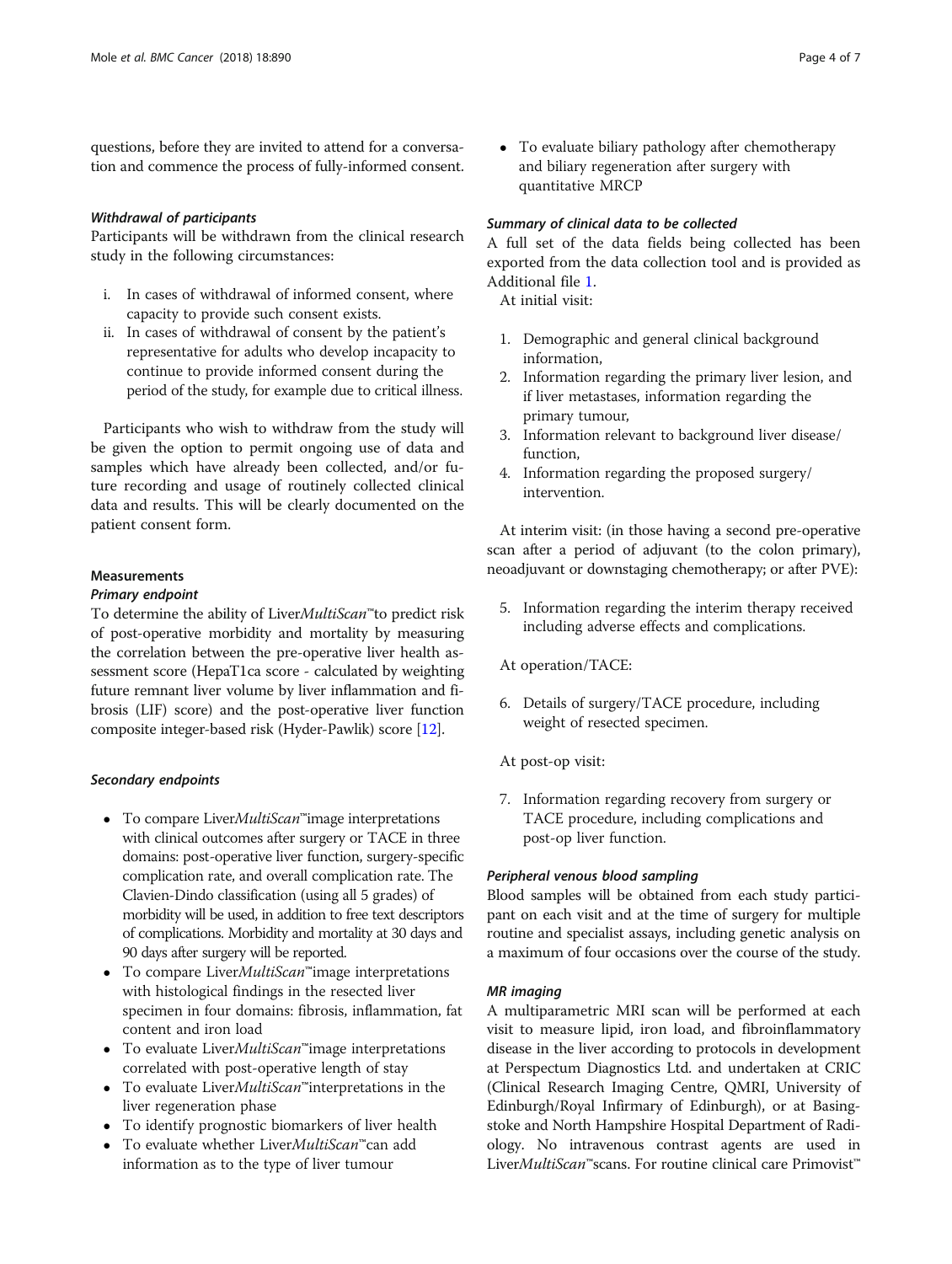questions, before they are invited to attend for a conversation and commence the process of fully-informed consent.

#### *Withdrawal of participants*

Participants will be withdrawn from the clinical research study in the following circumstances:

i. In cases of withdrawal of informed consent, where capacity to provide such consent exists.
ii. In cases of withdrawal of consent by the patient's representative for adults who develop incapacity to continue to provide informed consent during the period of the study, for example due to critical illness.

Participants who wish to withdraw from the study will be given the option to permit ongoing use of data and samples which have already been collected, and/or future recording and usage of routinely collected clinical data and results. This will be clearly documented on the patient consent form.

### Measurements

#### *Primary endpoint*

To determine the ability of Liver*MultiScan*™ to predict risk of post-operative morbidity and mortality by measuring the correlation between the pre-operative liver health assessment score (HepaT1ca score - calculated by weighting future remnant liver volume by liver inflammation and fibrosis (LIF) score) and the post-operative liver function composite integer-based risk (Hyder-Pawlik) score [12].

#### *Secondary endpoints*

- To compare Liver*MultiScan*™ image interpretations with clinical outcomes after surgery or TACE in three domains: post-operative liver function, surgery-specific complication rate, and overall complication rate. The Clavien-Dindo classification (using all 5 grades) of morbidity will be used, in addition to free text descriptors of complications. Morbidity and mortality at 30 days and 90 days after surgery will be reported.
- To compare Liver*MultiScan*™ image interpretations with histological findings in the resected liver specimen in four domains: fibrosis, inflammation, fat content and iron load
- To evaluate Liver*MultiScan*™ image interpretations correlated with post-operative length of stay
- To evaluate Liver*MultiScan*™ interpretations in the liver regeneration phase
- To identify prognostic biomarkers of liver health
- To evaluate whether Liver*MultiScan*™ can add information as to the type of liver tumour
- To evaluate biliary pathology after chemotherapy and biliary regeneration after surgery with quantitative MRCP

#### *Summary of clinical data to be collected*

A full set of the data fields being collected has been exported from the data collection tool and is provided as Additional file 1.

At initial visit:

1. Demographic and general clinical background information,
2. Information regarding the primary liver lesion, and if liver metastases, information regarding the primary tumour,
3. Information relevant to background liver disease/function,
4. Information regarding the proposed surgery/intervention.

At interim visit: (in those having a second pre-operative scan after a period of adjuvant (to the colon primary), neoadjuvant or downstaging chemotherapy; or after PVE):

5. Information regarding the interim therapy received including adverse effects and complications.

At operation/TACE:

6. Details of surgery/TACE procedure, including weight of resected specimen.

At post-op visit:

7. Information regarding recovery from surgery or TACE procedure, including complications and post-op liver function.

#### *Peripheral venous blood sampling*

Blood samples will be obtained from each study participant on each visit and at the time of surgery for multiple routine and specialist assays, including genetic analysis on a maximum of four occasions over the course of the study.

#### *MR imaging*

A multiparametric MRI scan will be performed at each visit to measure lipid, iron load, and fibroinflammatory disease in the liver according to protocols in development at Perspectum Diagnostics Ltd. and undertaken at CRIC (Clinical Research Imaging Centre, QMRI, University of Edinburgh/Royal Infirmary of Edinburgh), or at Basingstoke and North Hampshire Hospital Department of Radiology. No intravenous contrast agents are used in Liver*MultiScan*™ scans. For routine clinical care Primovist™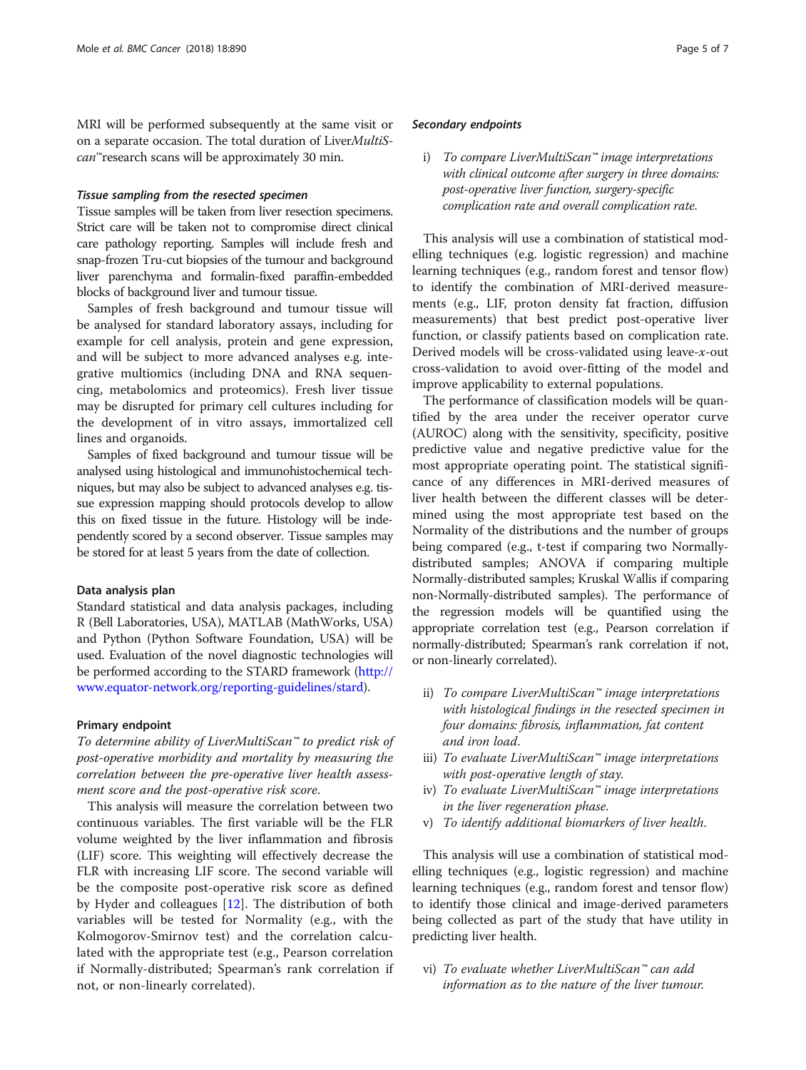MRI will be performed subsequently at the same visit or on a separate occasion. The total duration of Liver*MultiScan*™research scans will be approximately 30 min.

#### Tissue sampling from the resected specimen

Tissue samples will be taken from liver resection specimens. Strict care will be taken not to compromise direct clinical care pathology reporting. Samples will include fresh and snap-frozen Tru-cut biopsies of the tumour and background liver parenchyma and formalin-fixed paraffin-embedded blocks of background liver and tumour tissue.

Samples of fresh background and tumour tissue will be analysed for standard laboratory assays, including for example for cell analysis, protein and gene expression, and will be subject to more advanced analyses e.g. integrative multiomics (including DNA and RNA sequencing, metabolomics and proteomics). Fresh liver tissue may be disrupted for primary cell cultures including for the development of in vitro assays, immortalized cell lines and organoids.

Samples of fixed background and tumour tissue will be analysed using histological and immunohistochemical techniques, but may also be subject to advanced analyses e.g. tissue expression mapping should protocols develop to allow this on fixed tissue in the future. Histology will be independently scored by a second observer. Tissue samples may be stored for at least 5 years from the date of collection.

### Data analysis plan

Standard statistical and data analysis packages, including R (Bell Laboratories, USA), MATLAB (MathWorks, USA) and Python (Python Software Foundation, USA) will be used. Evaluation of the novel diagnostic technologies will be performed according to the STARD framework (http://www.equator-network.org/reporting-guidelines/stard).

### Primary endpoint

*To determine ability of LiverMultiScan™ to predict risk of post-operative morbidity and mortality by measuring the correlation between the pre-operative liver health assessment score and the post-operative risk score.*

This analysis will measure the correlation between two continuous variables. The first variable will be the FLR volume weighted by the liver inflammation and fibrosis (LIF) score. This weighting will effectively decrease the FLR with increasing LIF score. The second variable will be the composite post-operative risk score as defined by Hyder and colleagues [12]. The distribution of both variables will be tested for Normality (e.g., with the Kolmogorov-Smirnov test) and the correlation calculated with the appropriate test (e.g., Pearson correlation if Normally-distributed; Spearman's rank correlation if not, or non-linearly correlated).

#### Secondary endpoints

i) *To compare LiverMultiScan™ image interpretations with clinical outcome after surgery in three domains: post-operative liver function, surgery-specific complication rate and overall complication rate.*

This analysis will use a combination of statistical modelling techniques (e.g. logistic regression) and machine learning techniques (e.g., random forest and tensor flow) to identify the combination of MRI-derived measurements (e.g., LIF, proton density fat fraction, diffusion measurements) that best predict post-operative liver function, or classify patients based on complication rate. Derived models will be cross-validated using leave-*x*-out cross-validation to avoid over-fitting of the model and improve applicability to external populations.

The performance of classification models will be quantified by the area under the receiver operator curve (AUROC) along with the sensitivity, specificity, positive predictive value and negative predictive value for the most appropriate operating point. The statistical significance of any differences in MRI-derived measures of liver health between the different classes will be determined using the most appropriate test based on the Normality of the distributions and the number of groups being compared (e.g., t-test if comparing two Normally-distributed samples; ANOVA if comparing multiple Normally-distributed samples; Kruskal Wallis if comparing non-Normally-distributed samples). The performance of the regression models will be quantified using the appropriate correlation test (e.g., Pearson correlation if normally-distributed; Spearman's rank correlation if not, or non-linearly correlated).

ii) *To compare LiverMultiScan™ image interpretations with histological findings in the resected specimen in four domains: fibrosis, inflammation, fat content and iron load.*
iii) *To evaluate LiverMultiScan™ image interpretations with post-operative length of stay.*
iv) *To evaluate LiverMultiScan™ image interpretations in the liver regeneration phase.*
v) *To identify additional biomarkers of liver health.*

This analysis will use a combination of statistical modelling techniques (e.g., logistic regression) and machine learning techniques (e.g., random forest and tensor flow) to identify those clinical and image-derived parameters being collected as part of the study that have utility in predicting liver health.

vi) *To evaluate whether LiverMultiScan™ can add information as to the nature of the liver tumour.*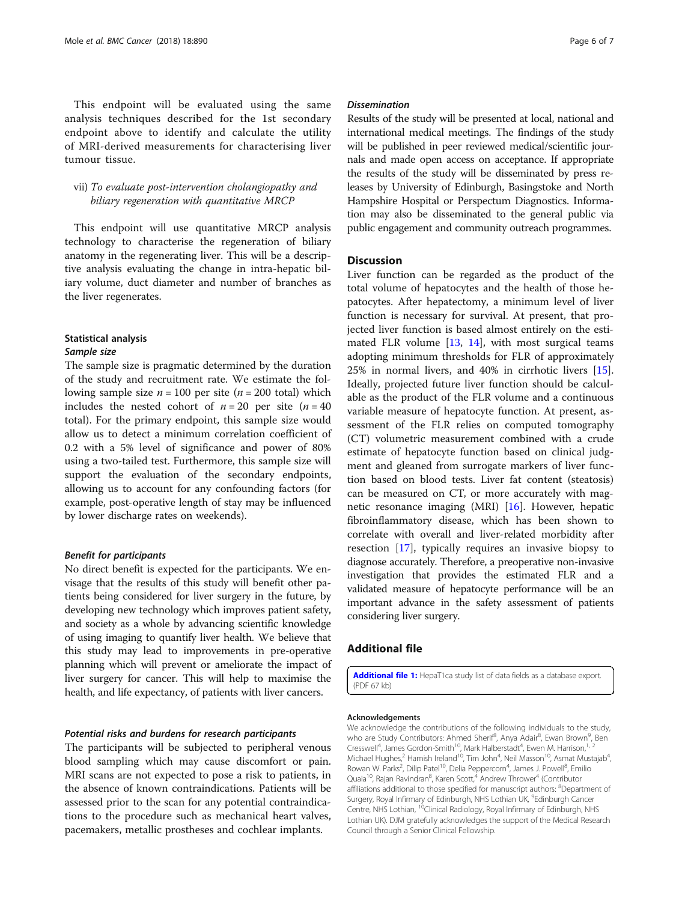This endpoint will be evaluated using the same analysis techniques described for the 1st secondary endpoint above to identify and calculate the utility of MRI-derived measurements for characterising liver tumour tissue.

vii) *To evaluate post-intervention cholangiopathy and biliary regeneration with quantitative MRCP*

This endpoint will use quantitative MRCP analysis technology to characterise the regeneration of biliary anatomy in the regenerating liver. This will be a descriptive analysis evaluating the change in intra-hepatic biliary volume, duct diameter and number of branches as the liver regenerates.

### Statistical analysis

#### *Sample size*

The sample size is pragmatic determined by the duration of the study and recruitment rate. We estimate the following sample size $n = 100$ per site ($n = 200$ total) which includes the nested cohort of $n = 20$ per site ($n = 40$ total). For the primary endpoint, this sample size would allow us to detect a minimum correlation coefficient of 0.2 with a 5% level of significance and power of 80% using a two-tailed test. Furthermore, this sample size will support the evaluation of the secondary endpoints, allowing us to account for any confounding factors (for example, post-operative length of stay may be influenced by lower discharge rates on weekends).

#### *Benefit for participants*

No direct benefit is expected for the participants. We envisage that the results of this study will benefit other patients being considered for liver surgery in the future, by developing new technology which improves patient safety, and society as a whole by advancing scientific knowledge of using imaging to quantify liver health. We believe that this study may lead to improvements in pre-operative planning which will prevent or ameliorate the impact of liver surgery for cancer. This will help to maximise the health, and life expectancy, of patients with liver cancers.

#### *Potential risks and burdens for research participants*

The participants will be subjected to peripheral venous blood sampling which may cause discomfort or pain. MRI scans are not expected to pose a risk to patients, in the absence of known contraindications. Patients will be assessed prior to the scan for any potential contraindications to the procedure such as mechanical heart valves, pacemakers, metallic prostheses and cochlear implants.

#### *Dissemination*

Results of the study will be presented at local, national and international medical meetings. The findings of the study will be published in peer reviewed medical/scientific journals and made open access on acceptance. If appropriate the results of the study will be disseminated by press releases by University of Edinburgh, Basingstoke and North Hampshire Hospital or Perspectum Diagnostics. Information may also be disseminated to the general public via public engagement and community outreach programmes.

## Discussion

Liver function can be regarded as the product of the total volume of hepatocytes and the health of those hepatocytes. After hepatectomy, a minimum level of liver function is necessary for survival. At present, that projected liver function is based almost entirely on the estimated FLR volume [13, 14], with most surgical teams adopting minimum thresholds for FLR of approximately 25% in normal livers, and 40% in cirrhotic livers [15]. Ideally, projected future liver function should be calculable as the product of the FLR volume and a continuous variable measure of hepatocyte function. At present, assessment of the FLR relies on computed tomography (CT) volumetric measurement combined with a crude estimate of hepatocyte function based on clinical judgment and gleaned from surrogate markers of liver function based on blood tests. Liver fat content (steatosis) can be measured on CT, or more accurately with magnetic resonance imaging (MRI) [16]. However, hepatic fibroinflammatory disease, which has been shown to correlate with overall and liver-related morbidity after resection [17], typically requires an invasive biopsy to diagnose accurately. Therefore, a preoperative non-invasive investigation that provides the estimated FLR and a validated measure of hepatocyte performance will be an important advance in the safety assessment of patients considering liver surgery.

## Additional file

**Additional file 1:** HepaT1ca study list of data fields as a database export. (PDF 67 kb)

#### Acknowledgements

We acknowledge the contributions of the following individuals to the study, who are Study Contributors: Ahmed Sherif[8], Anya Adair[8], Ewan Brown[9], Ben Cresswell[4], James Gordon-Smith[10], Mark Halberstadt[4], Ewen M. Harrison,[1, 2] Michael Hughes,[2] Hamish Ireland[10], Tim John[4], Neil Masson[10], Asmat Mustajab[4], Rowan W. Parks[2], Dilip Patel[10], Delia Peppercorn[4], James J. Powell[8], Emilio Quaia[10], Rajan Ravindran[8], Karen Scott,[4] Andrew Thrower[4] (Contributor affiliations additional to those specified for manuscript authors: [8]Department of Surgery, Royal Infirmary of Edinburgh, NHS Lothian UK, [9]Edinburgh Cancer Centre, NHS Lothian, [10]Clinical Radiology, Royal Infirmary of Edinburgh, NHS Lothian UK). DJM gratefully acknowledges the support of the Medical Research Council through a Senior Clinical Fellowship.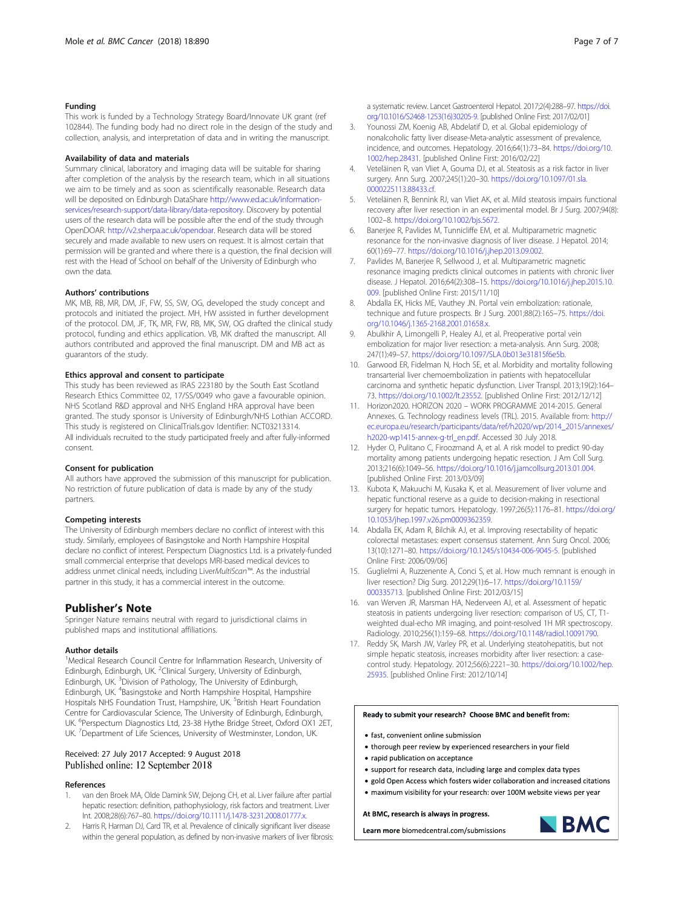## Funding

This work is funded by a Technology Strategy Board/Innovate UK grant (ref 102844). The funding body had no direct role in the design of the study and collection, analysis, and interpretation of data and in writing the manuscript.

## Availability of data and materials

Summary clinical, laboratory and imaging data will be suitable for sharing after completion of the analysis by the research team, which in all situations we aim to be timely and as soon as scientifically reasonable. Research data will be deposited on Edinburgh DataShare http://www.ed.ac.uk/information-services/research-support/data-library/data-repository. Discovery by potential users of the research data will be possible after the end of the study through OpenDOAR. http://v2.sherpa.ac.uk/opendoar. Research data will be stored securely and made available to new users on request. It is almost certain that permission will be granted and where there is a question, the final decision will rest with the Head of School on behalf of the University of Edinburgh who own the data.

## Authors' contributions

MK, MB, RB, MR, DM, JF, FW, SS, SW, OG, developed the study concept and protocols and initiated the project. MH, HW assisted in further development of the protocol. DM, JF, TK, MR, FW, RB, MK, SW, OG drafted the clinical study protocol, funding and ethics application. VB, MK drafted the manuscript. All authors contributed and approved the final manuscript. DM and MB act as guarantors of the study.

## Ethics approval and consent to participate

This study has been reviewed as IRAS 223180 by the South East Scotland Research Ethics Committee 02, 17/SS/0049 who gave a favourable opinion. NHS Scotland R&D approval and NHS England HRA approval have been granted. The study sponsor is University of Edinburgh/NHS Lothian ACCORD. This study is registered on ClinicalTrials.gov Identifier: NCT03213314.
All individuals recruited to the study participated freely and after fully-informed consent.

## Consent for publication

All authors have approved the submission of this manuscript for publication. No restriction of future publication of data is made by any of the study partners.

## Competing interests

The University of Edinburgh members declare no conflict of interest with this study. Similarly, employees of Basingstoke and North Hampshire Hospital declare no conflict of interest. Perspectum Diagnostics Ltd. is a privately-funded small commercial enterprise that develops MRI-based medical devices to address unmet clinical needs, including Liver*MultiScan*™. As the industrial partner in this study, it has a commercial interest in the outcome.

# Publisher's Note

Springer Nature remains neutral with regard to jurisdictional claims in published maps and institutional affiliations.

## Author details

[1]Medical Research Council Centre for Inflammation Research, University of Edinburgh, Edinburgh, UK. [2]Clinical Surgery, University of Edinburgh, Edinburgh, UK. [3]Division of Pathology, The University of Edinburgh, Edinburgh, UK. [4]Basingstoke and North Hampshire Hospital, Hampshire Hospitals NHS Foundation Trust, Hampshire, UK. [5]British Heart Foundation Centre for Cardiovascular Science, The University of Edinburgh, Edinburgh, UK. [6]Perspectum Diagnostics Ltd, 23-38 Hythe Bridge Street, Oxford OX1 2ET, UK. [7]Department of Life Sciences, University of Westminster, London, UK.

Received: 27 July 2017 Accepted: 9 August 2018
Published online: 12 September 2018

## References

1. van den Broek MA, Olde Damink SW, Dejong CH, et al. Liver failure after partial hepatic resection: definition, pathophysiology, risk factors and treatment. Liver Int. 2008;28(6):767–80. https://doi.org/10.1111/j.1478-3231.2008.01777.x.
2. Harris R, Harman DJ, Card TR, et al. Prevalence of clinically significant liver disease within the general population, as defined by non-invasive markers of liver fibrosis: a systematic review. Lancet Gastroenterol Hepatol. 2017;2(4):288–97. https://doi.org/10.1016/S2468-1253(16)30205-9. [published Online First: 2017/02/01]
3. Younossi ZM, Koenig AB, Abdelatif D, et al. Global epidemiology of nonalcoholic fatty liver disease-Meta-analytic assessment of prevalence, incidence, and outcomes. Hepatology. 2016;64(1):73–84. https://doi.org/10.1002/hep.28431. [published Online First: 2016/02/22]
4. Veteläinen R, van Vliet A, Gouma DJ, et al. Steatosis as a risk factor in liver surgery. Ann Surg. 2007;245(1):20–30. https://doi.org/10.1097/01.sla.0000225113.88433.cf.
5. Veteläinen R, Bennink RJ, van Vliet AK, et al. Mild steatosis impairs functional recovery after liver resection in an experimental model. Br J Surg. 2007;94(8):1002–8. https://doi.org/10.1002/bjs.5672.
6. Banerjee R, Pavlides M, Tunnicliffe EM, et al. Multiparametric magnetic resonance for the non-invasive diagnosis of liver disease. J Hepatol. 2014;60(1):69–77. https://doi.org/10.1016/j.jhep.2013.09.002.
7. Pavlides M, Banerjee R, Sellwood J, et al. Multiparametric magnetic resonance imaging predicts clinical outcomes in patients with chronic liver disease. J Hepatol. 2016;64(2):308–15. https://doi.org/10.1016/j.jhep.2015.10.009. [published Online First: 2015/11/10]
8. Abdalla EK, Hicks ME, Vauthey JN. Portal vein embolization: rationale, technique and future prospects. Br J Surg. 2001;88(2):165–75. https://doi.org/10.1046/j.1365-2168.2001.01658.x.
9. Abulkhir A, Limongelli P, Healey AJ, et al. Preoperative portal vein embolization for major liver resection: a meta-analysis. Ann Surg. 2008;247(1):49–57. https://doi.org/10.1097/SLA.0b013e31815f6e5b.
10. Garwood ER, Fidelman N, Hoch SE, et al. Morbidity and mortality following transarterial liver chemoembolization in patients with hepatocellular carcinoma and synthetic hepatic dysfunction. Liver Transpl. 2013;19(2):164–73. https://doi.org/10.1002/lt.23552. [published Online First: 2012/12/12]
11. Horizon2020. HORIZON 2020 – WORK PROGRAMME 2014-2015. General Annexes. G. Technology readiness levels (TRL). 2015. Available from: http://ec.europa.eu/research/participants/data/ref/h2020/wp/2014_2015/annexes/h2020-wp1415-annex-g-trl_en.pdf. Accessed 30 July 2018.
12. Hyder O, Pulitano C, Firoozmand A, et al. A risk model to predict 90-day mortality among patients undergoing hepatic resection. J Am Coll Surg. 2013;216(6):1049–56. https://doi.org/10.1016/j.jamcollsurg.2013.01.004. [published Online First: 2013/03/09]
13. Kubota K, Makuuchi M, Kusaka K, et al. Measurement of liver volume and hepatic functional reserve as a guide to decision-making in resectional surgery for hepatic tumors. Hepatology. 1997;26(5):1176–81. https://doi.org/10.1053/jhep.1997.v26.pm0009362359.
14. Abdalla EK, Adam R, Bilchik AJ, et al. Improving resectability of hepatic colorectal metastases: expert consensus statement. Ann Surg Oncol. 2006;13(10):1271–80. https://doi.org/10.1245/s10434-006-9045-5. [published Online First: 2006/09/06]
15. Guglielmi A, Ruzzenente A, Conci S, et al. How much remnant is enough in liver resection? Dig Surg. 2012;29(1):6–17. https://doi.org/10.1159/000335713. [published Online First: 2012/03/15]
16. van Werven JR, Marsman HA, Nederveen AJ, et al. Assessment of hepatic steatosis in patients undergoing liver resection: comparison of US, CT, T1-weighted dual-echo MR imaging, and point-resolved 1H MR spectroscopy. Radiology. 2010;256(1):159–68. https://doi.org/10.1148/radiol.10091790.
17. Reddy SK, Marsh JW, Varley PR, et al. Underlying steatohepatitis, but not simple hepatic steatosis, increases morbidity after liver resection: a case-control study. Hepatology. 2012;56(6):2221–30. https://doi.org/10.1002/hep.25935. [published Online First: 2012/10/14]